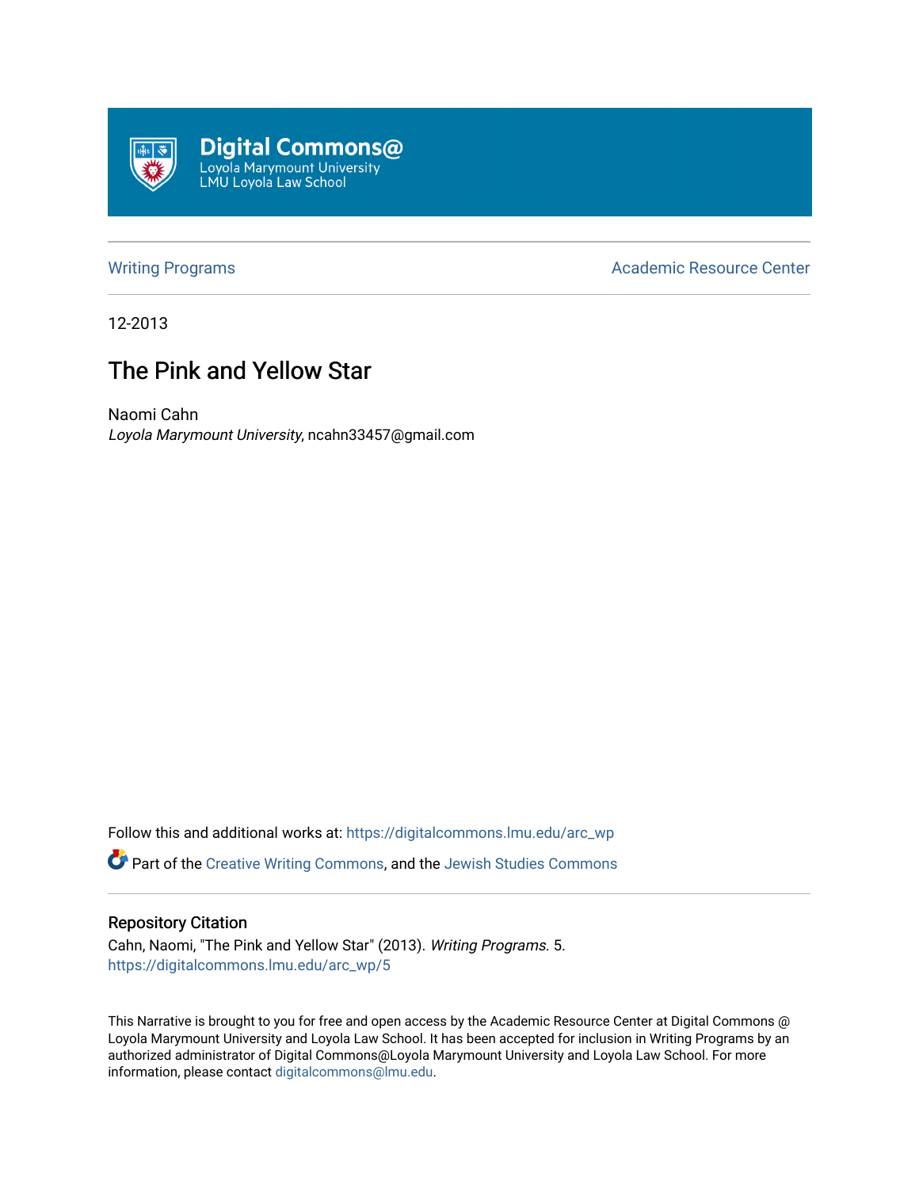Digital Commons@
Loyola Marymount University
LMU Loyola Law School

Writing Programs Academic Resource Center

12-2013

# The Pink and Yellow Star

Naomi Cahn
*Loyola Marymount University*, ncahn33457@gmail.com

Follow this and additional works at: https://digitalcommons.lmu.edu/arc_wp

Part of the Creative Writing Commons, and the Jewish Studies Commons

## Repository Citation

Cahn, Naomi, "The Pink and Yellow Star" (2013). *Writing Programs*. 5.
https://digitalcommons.lmu.edu/arc_wp/5

This Narrative is brought to you for free and open access by the Academic Resource Center at Digital Commons @ Loyola Marymount University and Loyola Law School. It has been accepted for inclusion in Writing Programs by an authorized administrator of Digital Commons@Loyola Marymount University and Loyola Law School. For more information, please contact digitalcommons@lmu.edu.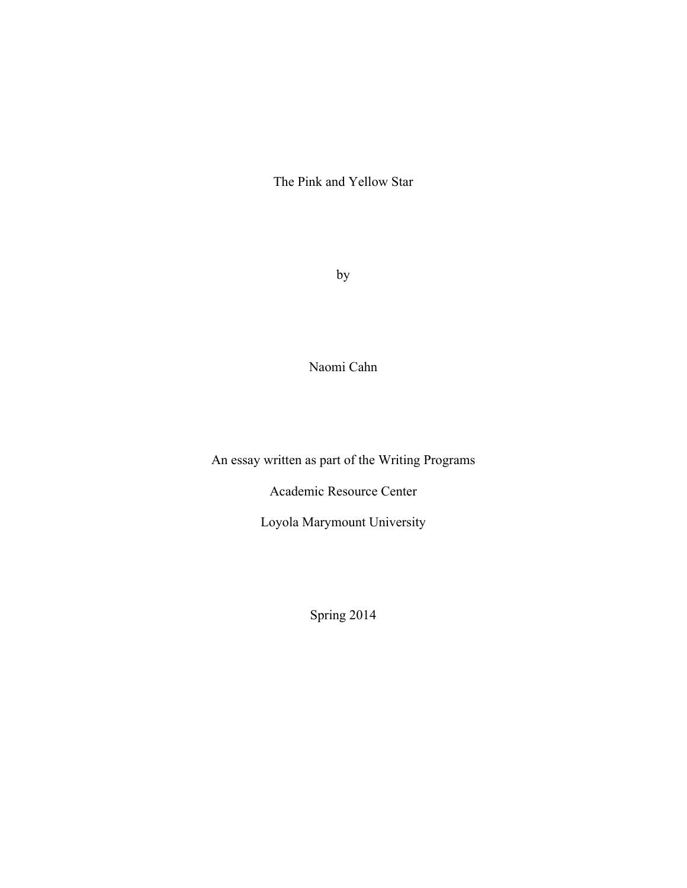# The Pink and Yellow Star

by

Naomi Cahn

An essay written as part of the Writing Programs

Academic Resource Center

Loyola Marymount University

Spring 2014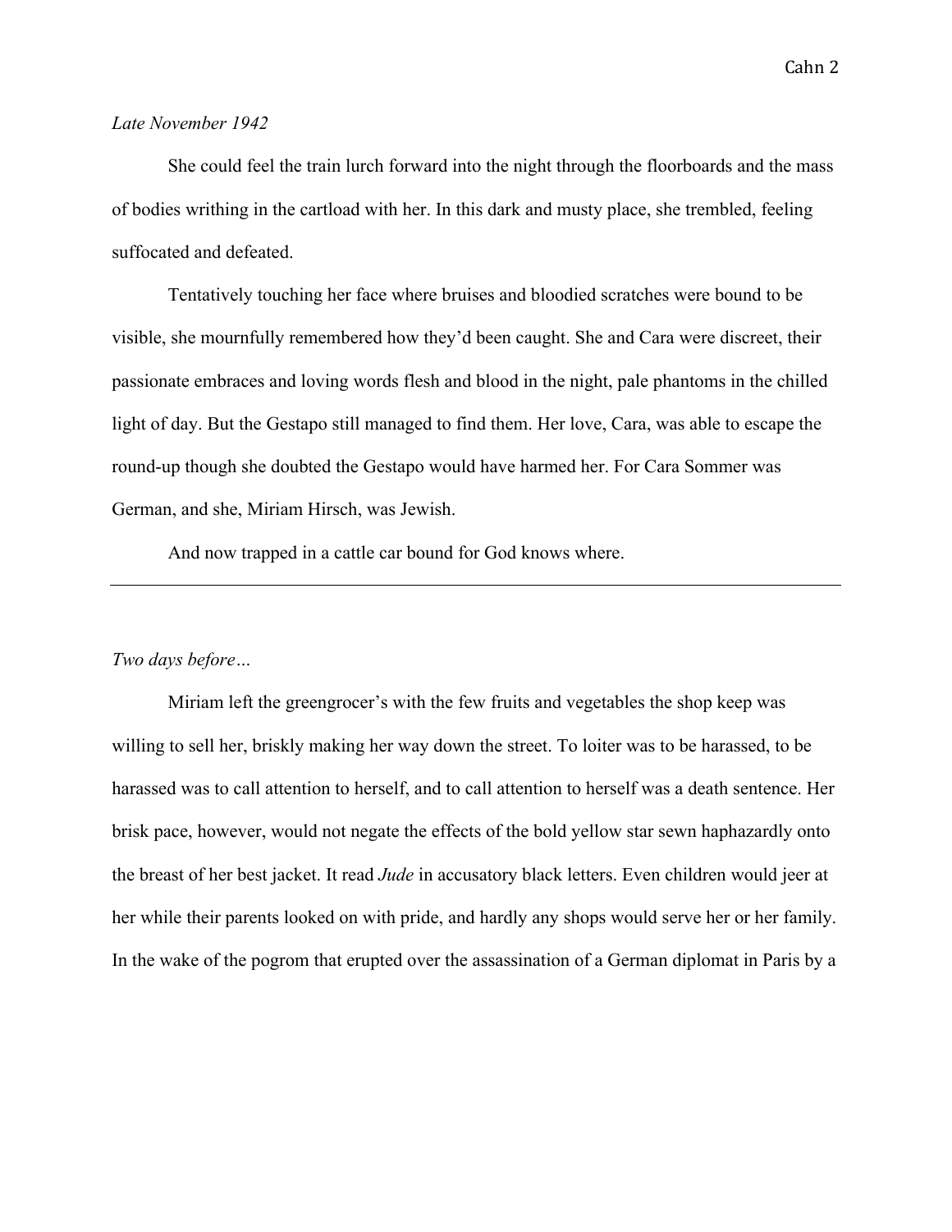*Late November 1942*

She could feel the train lurch forward into the night through the floorboards and the mass of bodies writhing in the cartload with her. In this dark and musty place, she trembled, feeling suffocated and defeated.

Tentatively touching her face where bruises and bloodied scratches were bound to be visible, she mournfully remembered how they'd been caught. She and Cara were discreet, their passionate embraces and loving words flesh and blood in the night, pale phantoms in the chilled light of day. But the Gestapo still managed to find them. Her love, Cara, was able to escape the round-up though she doubted the Gestapo would have harmed her. For Cara Sommer was German, and she, Miriam Hirsch, was Jewish.

And now trapped in a cattle car bound for God knows where.

---

*Two days before…*

Miriam left the greengrocer's with the few fruits and vegetables the shop keep was willing to sell her, briskly making her way down the street. To loiter was to be harassed, to be harassed was to call attention to herself, and to call attention to herself was a death sentence. Her brisk pace, however, would not negate the effects of the bold yellow star sewn haphazardly onto the breast of her best jacket. It read *Jude* in accusatory black letters. Even children would jeer at her while their parents looked on with pride, and hardly any shops would serve her or her family. In the wake of the pogrom that erupted over the assassination of a German diplomat in Paris by a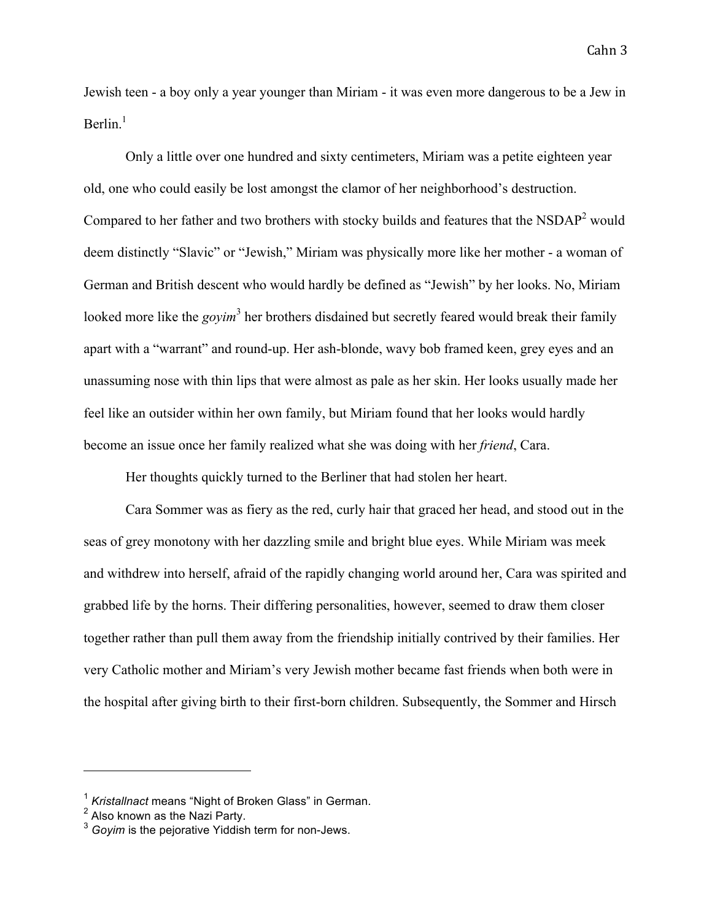Jewish teen - a boy only a year younger than Miriam - it was even more dangerous to be a Jew in Berlin.[1]

Only a little over one hundred and sixty centimeters, Miriam was a petite eighteen year old, one who could easily be lost amongst the clamor of her neighborhood's destruction. Compared to her father and two brothers with stocky builds and features that the NSDAP[2] would deem distinctly "Slavic" or "Jewish," Miriam was physically more like her mother - a woman of German and British descent who would hardly be defined as "Jewish" by her looks. No, Miriam looked more like the *goyim*[3] her brothers disdained but secretly feared would break their family apart with a "warrant" and round-up. Her ash-blonde, wavy bob framed keen, grey eyes and an unassuming nose with thin lips that were almost as pale as her skin. Her looks usually made her feel like an outsider within her own family, but Miriam found that her looks would hardly become an issue once her family realized what she was doing with her *friend*, Cara.

Her thoughts quickly turned to the Berliner that had stolen her heart.

Cara Sommer was as fiery as the red, curly hair that graced her head, and stood out in the seas of grey monotony with her dazzling smile and bright blue eyes. While Miriam was meek and withdrew into herself, afraid of the rapidly changing world around her, Cara was spirited and grabbed life by the horns. Their differing personalities, however, seemed to draw them closer together rather than pull them away from the friendship initially contrived by their families. Her very Catholic mother and Miriam's very Jewish mother became fast friends when both were in the hospital after giving birth to their first-born children. Subsequently, the Sommer and Hirsch

---

[1] *Kristallnact* means "Night of Broken Glass" in German.

[2] Also known as the Nazi Party.

[3] *Goyim* is the pejorative Yiddish term for non-Jews.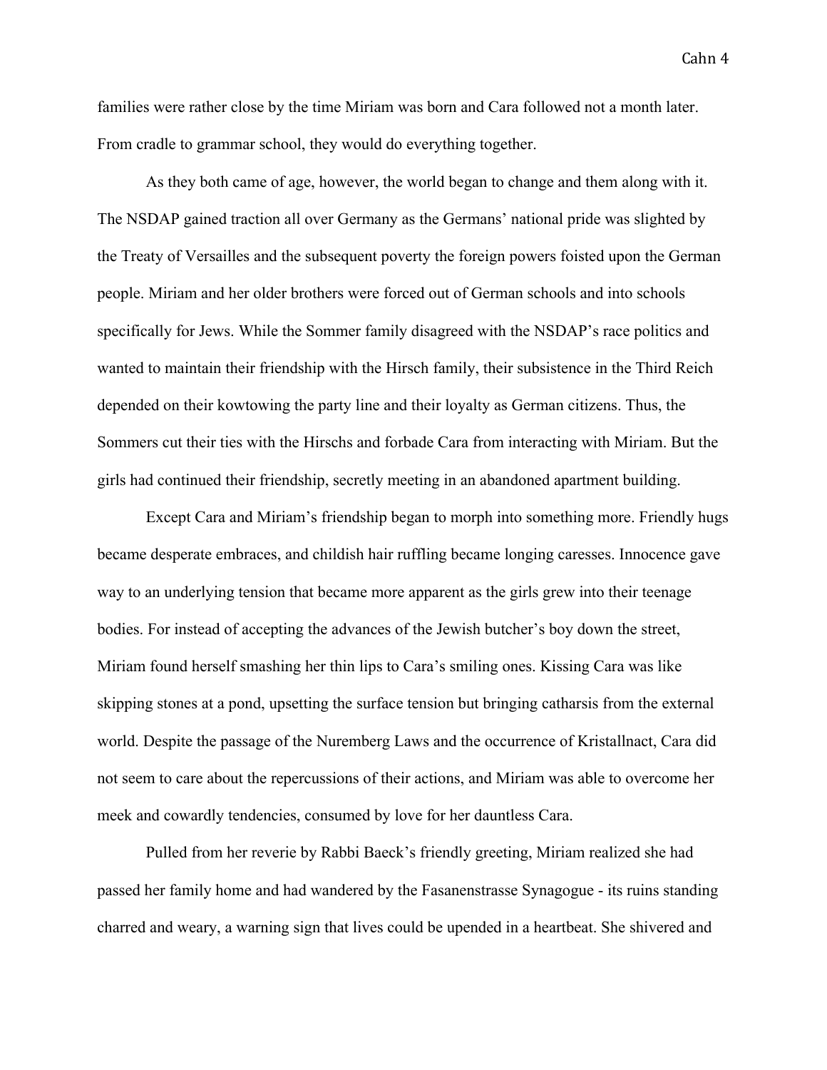families were rather close by the time Miriam was born and Cara followed not a month later. From cradle to grammar school, they would do everything together.

As they both came of age, however, the world began to change and them along with it. The NSDAP gained traction all over Germany as the Germans' national pride was slighted by the Treaty of Versailles and the subsequent poverty the foreign powers foisted upon the German people. Miriam and her older brothers were forced out of German schools and into schools specifically for Jews. While the Sommer family disagreed with the NSDAP's race politics and wanted to maintain their friendship with the Hirsch family, their subsistence in the Third Reich depended on their kowtowing the party line and their loyalty as German citizens. Thus, the Sommers cut their ties with the Hirschs and forbade Cara from interacting with Miriam. But the girls had continued their friendship, secretly meeting in an abandoned apartment building.

Except Cara and Miriam's friendship began to morph into something more. Friendly hugs became desperate embraces, and childish hair ruffling became longing caresses. Innocence gave way to an underlying tension that became more apparent as the girls grew into their teenage bodies. For instead of accepting the advances of the Jewish butcher's boy down the street, Miriam found herself smashing her thin lips to Cara's smiling ones. Kissing Cara was like skipping stones at a pond, upsetting the surface tension but bringing catharsis from the external world. Despite the passage of the Nuremberg Laws and the occurrence of Kristallnact, Cara did not seem to care about the repercussions of their actions, and Miriam was able to overcome her meek and cowardly tendencies, consumed by love for her dauntless Cara.

Pulled from her reverie by Rabbi Baeck's friendly greeting, Miriam realized she had passed her family home and had wandered by the Fasanenstrasse Synagogue - its ruins standing charred and weary, a warning sign that lives could be upended in a heartbeat. She shivered and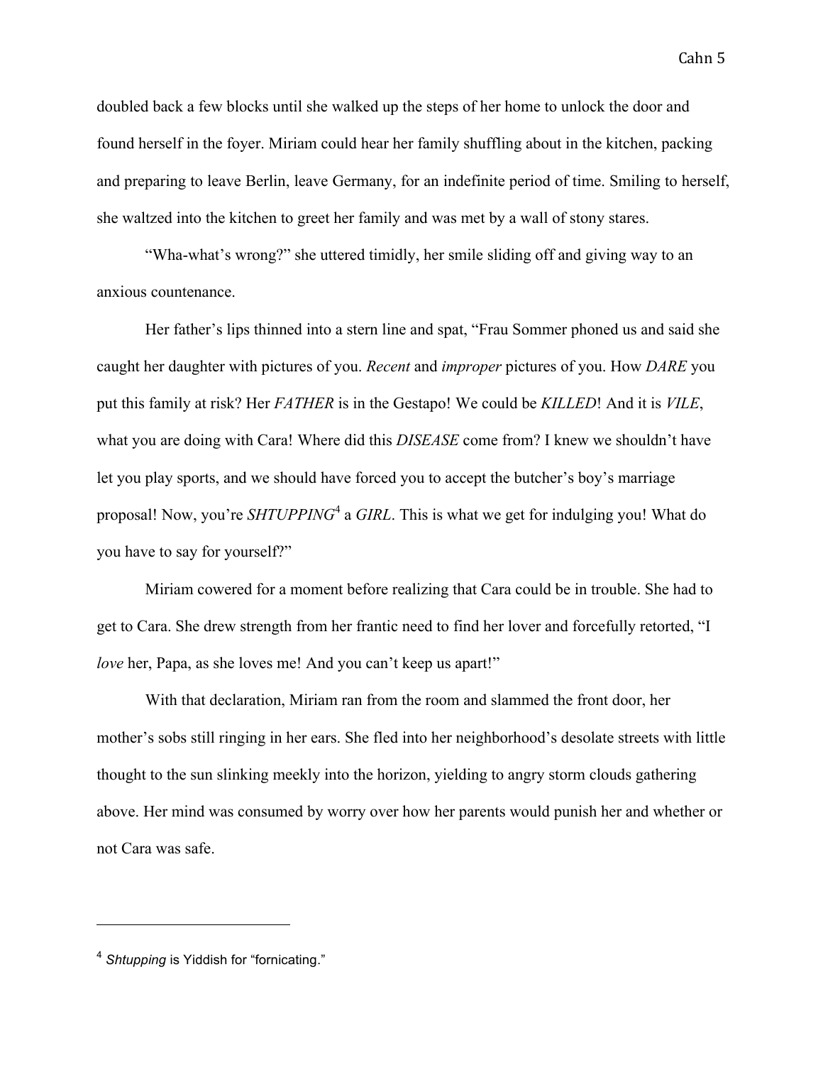doubled back a few blocks until she walked up the steps of her home to unlock the door and found herself in the foyer. Miriam could hear her family shuffling about in the kitchen, packing and preparing to leave Berlin, leave Germany, for an indefinite period of time. Smiling to herself, she waltzed into the kitchen to greet her family and was met by a wall of stony stares.

"Wha-what's wrong?" she uttered timidly, her smile sliding off and giving way to an anxious countenance.

Her father's lips thinned into a stern line and spat, "Frau Sommer phoned us and said she caught her daughter with pictures of you. *Recent* and *improper* pictures of you. How *DARE* you put this family at risk? Her *FATHER* is in the Gestapo! We could be *KILLED*! And it is *VILE*, what you are doing with Cara! Where did this *DISEASE* come from? I knew we shouldn't have let you play sports, and we should have forced you to accept the butcher's boy's marriage proposal! Now, you're *SHTUPPING*[4] a *GIRL*. This is what we get for indulging you! What do you have to say for yourself?"

Miriam cowered for a moment before realizing that Cara could be in trouble. She had to get to Cara. She drew strength from her frantic need to find her lover and forcefully retorted, "I *love* her, Papa, as she loves me! And you can't keep us apart!"

With that declaration, Miriam ran from the room and slammed the front door, her mother's sobs still ringing in her ears. She fled into her neighborhood's desolate streets with little thought to the sun slinking meekly into the horizon, yielding to angry storm clouds gathering above. Her mind was consumed by worry over how her parents would punish her and whether or not Cara was safe.

---

[4] *Shtupping* is Yiddish for "fornicating."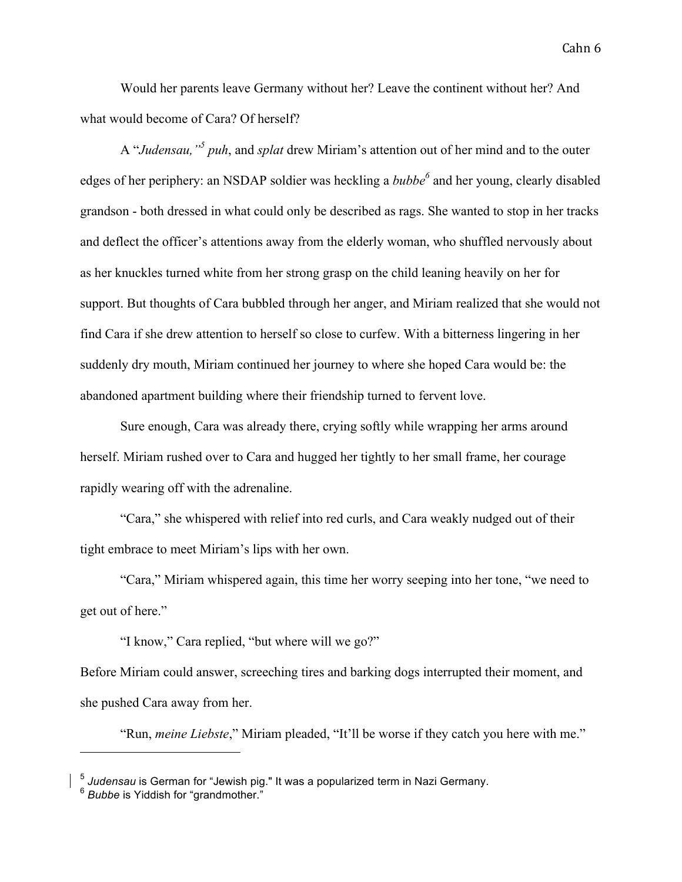Would her parents leave Germany without her? Leave the continent without her? And what would become of Cara? Of herself?

A "*Judensau,"*[5] *puh*, and *splat* drew Miriam's attention out of her mind and to the outer edges of her periphery: an NSDAP soldier was heckling a *bubbe*[6] and her young, clearly disabled grandson - both dressed in what could only be described as rags. She wanted to stop in her tracks and deflect the officer's attentions away from the elderly woman, who shuffled nervously about as her knuckles turned white from her strong grasp on the child leaning heavily on her for support. But thoughts of Cara bubbled through her anger, and Miriam realized that she would not find Cara if she drew attention to herself so close to curfew. With a bitterness lingering in her suddenly dry mouth, Miriam continued her journey to where she hoped Cara would be: the abandoned apartment building where their friendship turned to fervent love.

Sure enough, Cara was already there, crying softly while wrapping her arms around herself. Miriam rushed over to Cara and hugged her tightly to her small frame, her courage rapidly wearing off with the adrenaline.

"Cara," she whispered with relief into red curls, and Cara weakly nudged out of their tight embrace to meet Miriam's lips with her own.

"Cara," Miriam whispered again, this time her worry seeping into her tone, "we need to get out of here."

"I know," Cara replied, "but where will we go?"

Before Miriam could answer, screeching tires and barking dogs interrupted their moment, and she pushed Cara away from her.

"Run, *meine Liebste*," Miriam pleaded, "It'll be worse if they catch you here with me."

---

[5] *Judensau* is German for "Jewish pig." It was a popularized term in Nazi Germany.
[6] *Bubbe* is Yiddish for "grandmother."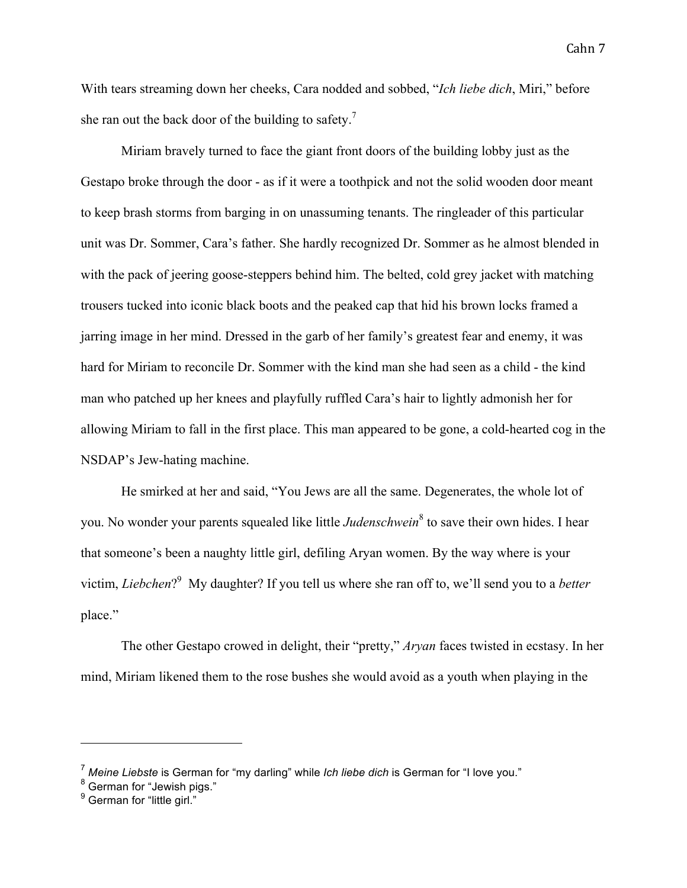With tears streaming down her cheeks, Cara nodded and sobbed, "*Ich liebe dich*, Miri," before she ran out the back door of the building to safety.[7]

Miriam bravely turned to face the giant front doors of the building lobby just as the Gestapo broke through the door - as if it were a toothpick and not the solid wooden door meant to keep brash storms from barging in on unassuming tenants. The ringleader of this particular unit was Dr. Sommer, Cara's father. She hardly recognized Dr. Sommer as he almost blended in with the pack of jeering goose-steppers behind him. The belted, cold grey jacket with matching trousers tucked into iconic black boots and the peaked cap that hid his brown locks framed a jarring image in her mind. Dressed in the garb of her family's greatest fear and enemy, it was hard for Miriam to reconcile Dr. Sommer with the kind man she had seen as a child - the kind man who patched up her knees and playfully ruffled Cara's hair to lightly admonish her for allowing Miriam to fall in the first place. This man appeared to be gone, a cold-hearted cog in the NSDAP's Jew-hating machine.

He smirked at her and said, "You Jews are all the same. Degenerates, the whole lot of you. No wonder your parents squealed like little *Judenschwein*[8] to save their own hides. I hear that someone's been a naughty little girl, defiling Aryan women. By the way where is your victim, *Liebchen*?[9] My daughter? If you tell us where she ran off to, we'll send you to a *better* place."

The other Gestapo crowed in delight, their "pretty," *Aryan* faces twisted in ecstasy. In her mind, Miriam likened them to the rose bushes she would avoid as a youth when playing in the

---

[7] *Meine Liebste* is German for "my darling" while *Ich liebe dich* is German for "I love you."

[8] German for "Jewish pigs."

[9] German for "little girl."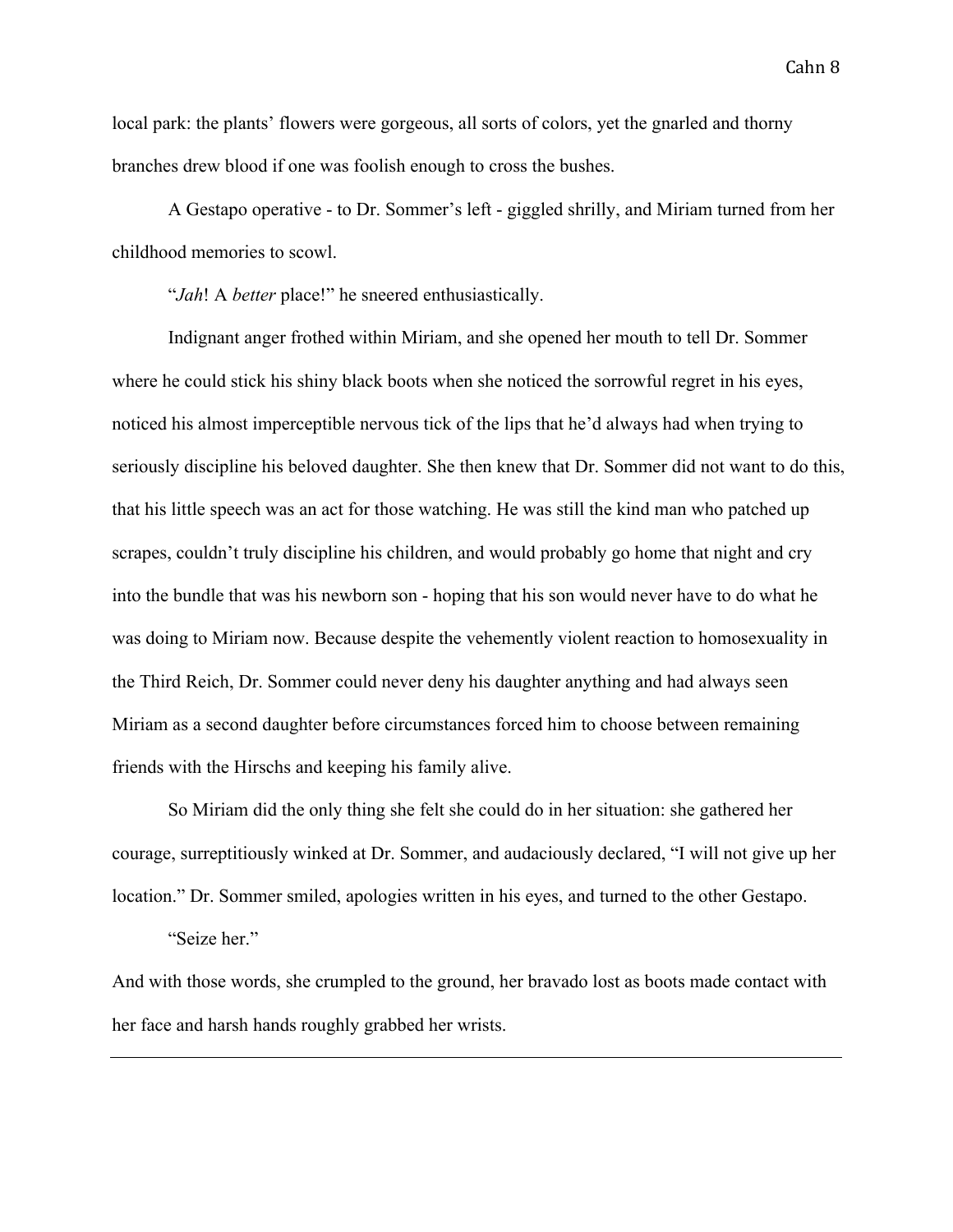local park: the plants' flowers were gorgeous, all sorts of colors, yet the gnarled and thorny branches drew blood if one was foolish enough to cross the bushes.

A Gestapo operative - to Dr. Sommer's left - giggled shrilly, and Miriam turned from her childhood memories to scowl.

"*Jah*! A *better* place!" he sneered enthusiastically.

Indignant anger frothed within Miriam, and she opened her mouth to tell Dr. Sommer where he could stick his shiny black boots when she noticed the sorrowful regret in his eyes, noticed his almost imperceptible nervous tick of the lips that he'd always had when trying to seriously discipline his beloved daughter. She then knew that Dr. Sommer did not want to do this, that his little speech was an act for those watching. He was still the kind man who patched up scrapes, couldn't truly discipline his children, and would probably go home that night and cry into the bundle that was his newborn son - hoping that his son would never have to do what he was doing to Miriam now. Because despite the vehemently violent reaction to homosexuality in the Third Reich, Dr. Sommer could never deny his daughter anything and had always seen Miriam as a second daughter before circumstances forced him to choose between remaining friends with the Hirschs and keeping his family alive.

So Miriam did the only thing she felt she could do in her situation: she gathered her courage, surreptitiously winked at Dr. Sommer, and audaciously declared, "I will not give up her location." Dr. Sommer smiled, apologies written in his eyes, and turned to the other Gestapo.

"Seize her."

And with those words, she crumpled to the ground, her bravado lost as boots made contact with her face and harsh hands roughly grabbed her wrists.

---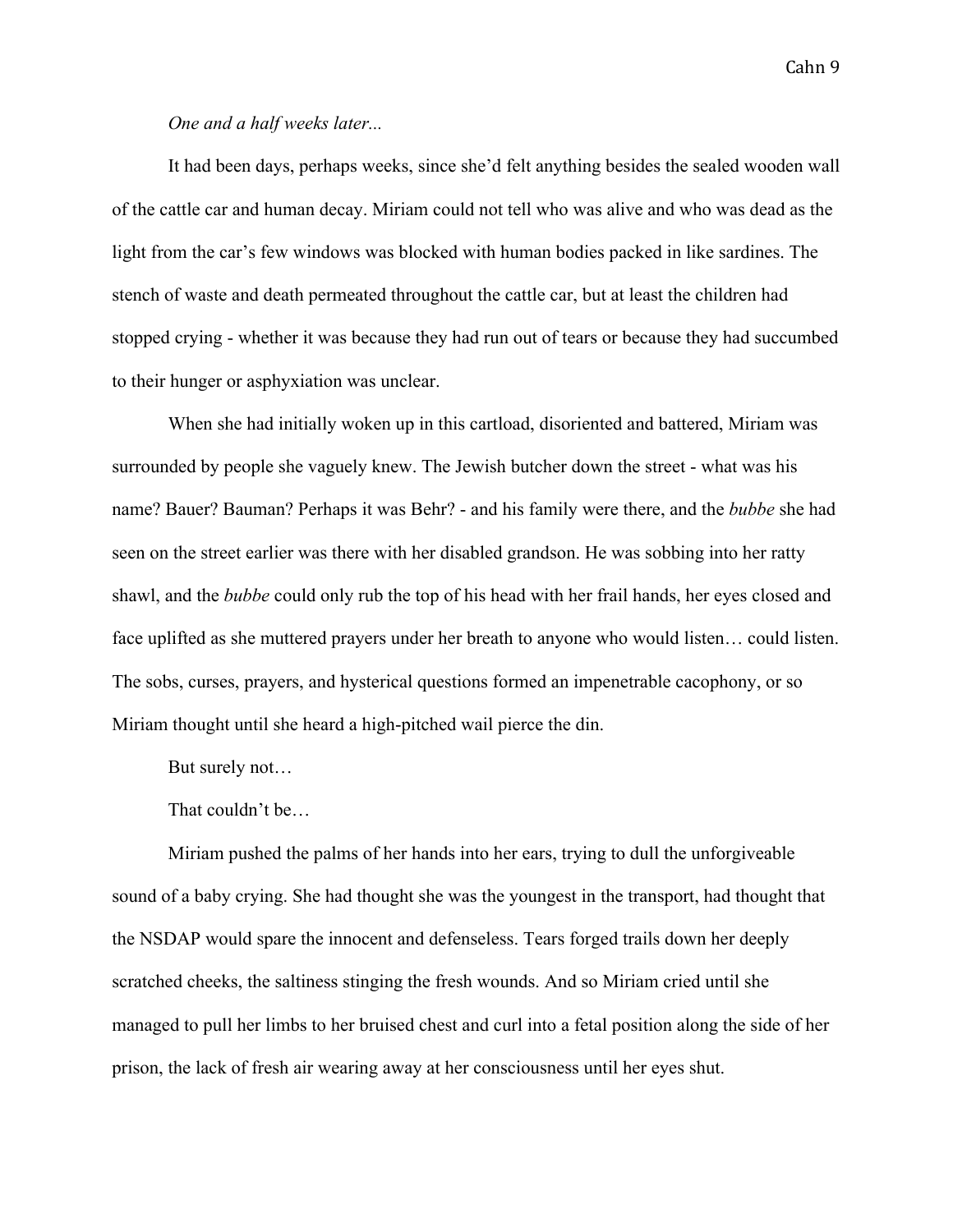*One and a half weeks later...*

It had been days, perhaps weeks, since she'd felt anything besides the sealed wooden wall of the cattle car and human decay. Miriam could not tell who was alive and who was dead as the light from the car's few windows was blocked with human bodies packed in like sardines. The stench of waste and death permeated throughout the cattle car, but at least the children had stopped crying - whether it was because they had run out of tears or because they had succumbed to their hunger or asphyxiation was unclear.

When she had initially woken up in this cartload, disoriented and battered, Miriam was surrounded by people she vaguely knew. The Jewish butcher down the street - what was his name? Bauer? Bauman? Perhaps it was Behr? - and his family were there, and the *bubbe* she had seen on the street earlier was there with her disabled grandson. He was sobbing into her ratty shawl, and the *bubbe* could only rub the top of his head with her frail hands, her eyes closed and face uplifted as she muttered prayers under her breath to anyone who would listen… could listen. The sobs, curses, prayers, and hysterical questions formed an impenetrable cacophony, or so Miriam thought until she heard a high-pitched wail pierce the din.

But surely not…

That couldn't be…

Miriam pushed the palms of her hands into her ears, trying to dull the unforgiveable sound of a baby crying. She had thought she was the youngest in the transport, had thought that the NSDAP would spare the innocent and defenseless. Tears forged trails down her deeply scratched cheeks, the saltiness stinging the fresh wounds. And so Miriam cried until she managed to pull her limbs to her bruised chest and curl into a fetal position along the side of her prison, the lack of fresh air wearing away at her consciousness until her eyes shut.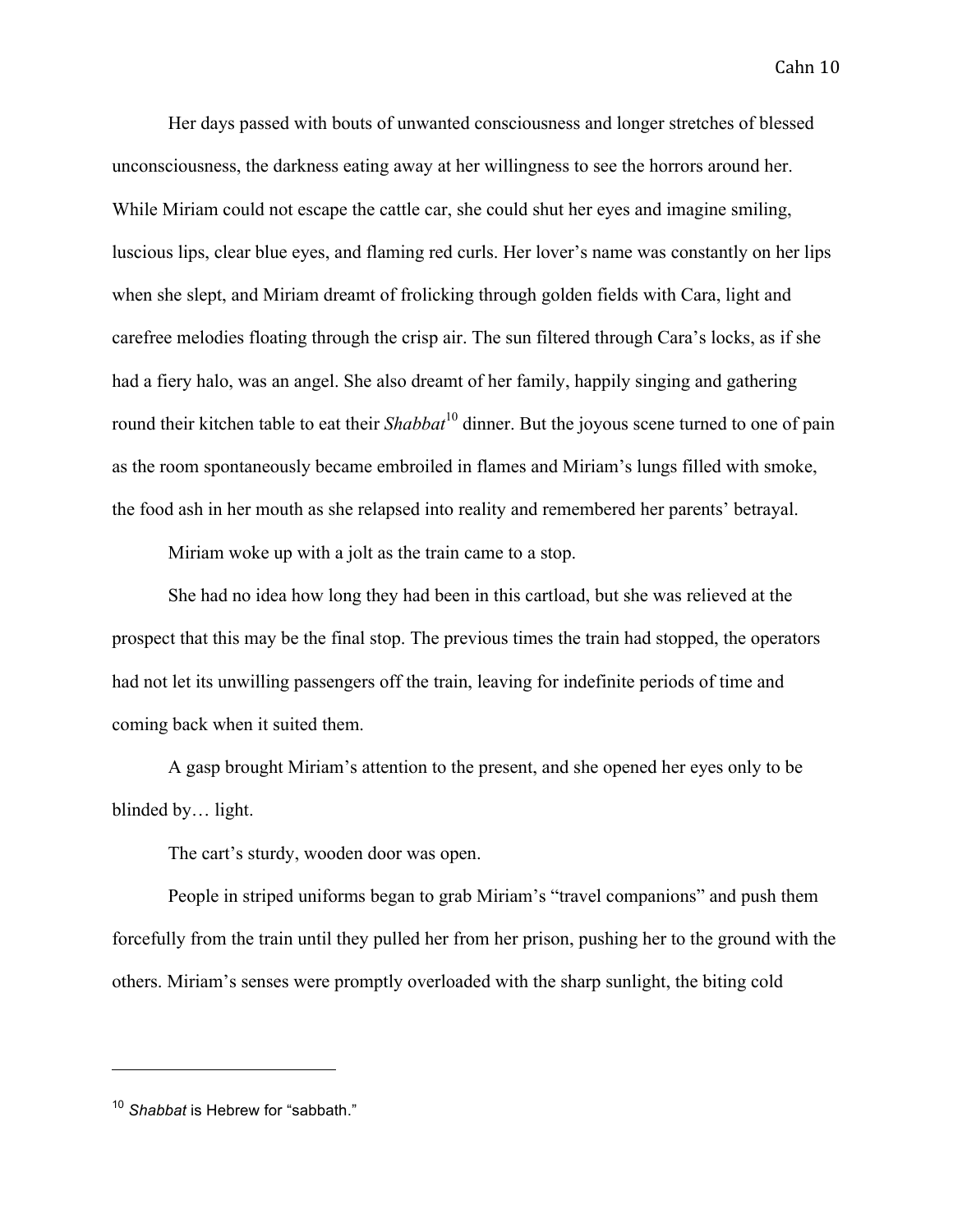Her days passed with bouts of unwanted consciousness and longer stretches of blessed unconsciousness, the darkness eating away at her willingness to see the horrors around her. While Miriam could not escape the cattle car, she could shut her eyes and imagine smiling, luscious lips, clear blue eyes, and flaming red curls. Her lover's name was constantly on her lips when she slept, and Miriam dreamt of frolicking through golden fields with Cara, light and carefree melodies floating through the crisp air. The sun filtered through Cara's locks, as if she had a fiery halo, was an angel. She also dreamt of her family, happily singing and gathering round their kitchen table to eat their *Shabbat*[10] dinner. But the joyous scene turned to one of pain as the room spontaneously became embroiled in flames and Miriam's lungs filled with smoke, the food ash in her mouth as she relapsed into reality and remembered her parents' betrayal.

Miriam woke up with a jolt as the train came to a stop.

She had no idea how long they had been in this cartload, but she was relieved at the prospect that this may be the final stop. The previous times the train had stopped, the operators had not let its unwilling passengers off the train, leaving for indefinite periods of time and coming back when it suited them.

A gasp brought Miriam's attention to the present, and she opened her eyes only to be blinded by… light.

The cart's sturdy, wooden door was open.

People in striped uniforms began to grab Miriam's "travel companions" and push them forcefully from the train until they pulled her from her prison, pushing her to the ground with the others. Miriam's senses were promptly overloaded with the sharp sunlight, the biting cold

---

[10] *Shabbat* is Hebrew for "sabbath."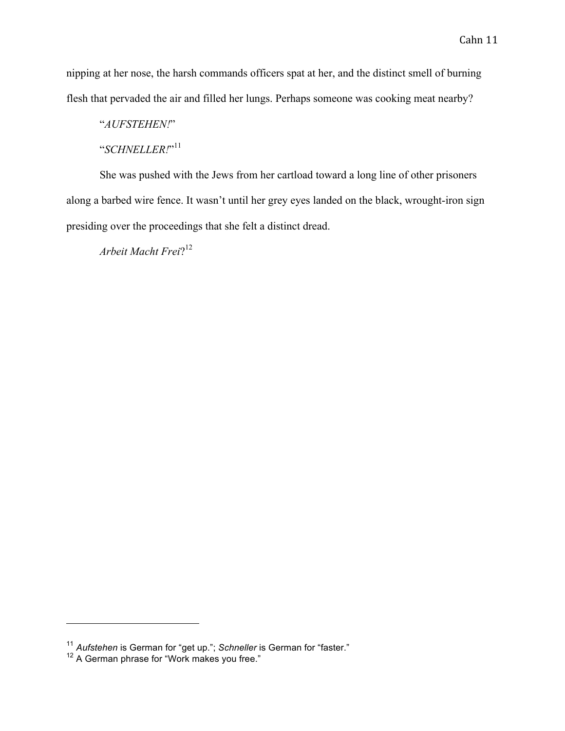nipping at her nose, the harsh commands officers spat at her, and the distinct smell of burning flesh that pervaded the air and filled her lungs. Perhaps someone was cooking meat nearby?

"*AUFSTEHEN!*"

"*SCHNELLER!*"[11]

She was pushed with the Jews from her cartload toward a long line of other prisoners along a barbed wire fence. It wasn't until her grey eyes landed on the black, wrought-iron sign presiding over the proceedings that she felt a distinct dread.

*Arbeit Macht Frei*?[12]

---

[11] *Aufstehen* is German for "get up."; *Schneller* is German for "faster."

[12] A German phrase for "Work makes you free."